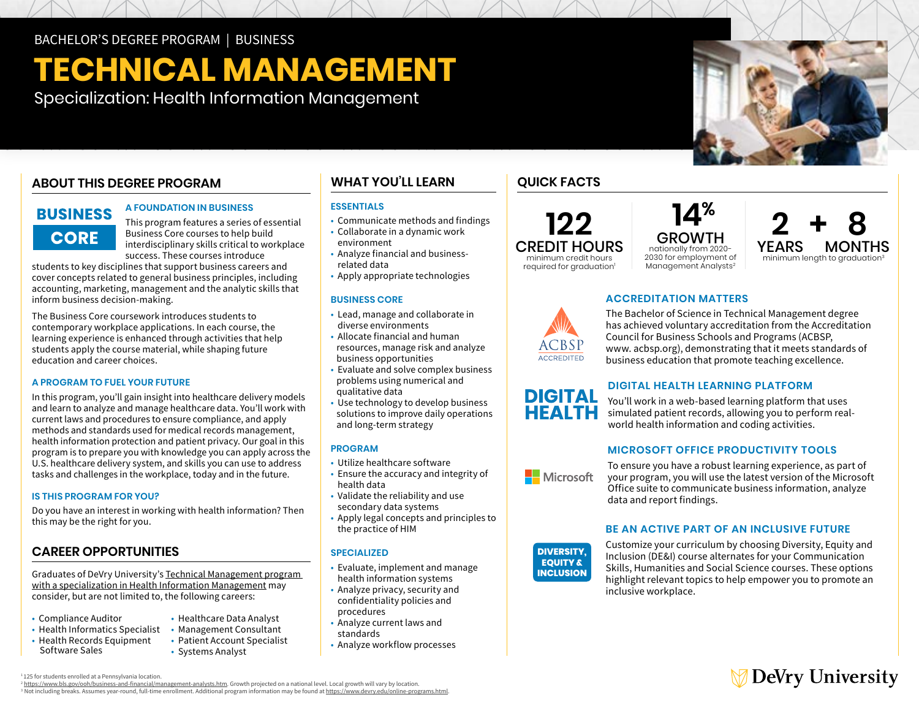BACHELOR'S DEGREE PROGRAM | BUSINESS

# TECHNICAL MANAGEMENT

Specialization: Health Information Management

## ABOUT THIS DEGREE PROGRAM

**BUSINESS CORE**

### A FOUNDATION IN BUSINESS

This program features a series of essential Business Core courses to help build interdisciplinary skills critical to workplace success. These courses introduce students to key disciplines that support business careers and cover concepts related to general business principles, including accounting, marketing, management and the analytic skills that inform business decision-making.

The Business Core coursework introduces students to contemporary workplace applications. In each course, the learning experience is enhanced through activities that help students apply the course material, while shaping future education and career choices.

### A PROGRAM TO FUEL YOUR FUTURE

In this program, you'll gain insight into healthcare delivery models and learn to analyze and manage healthcare data. You'll work with current laws and procedures to ensure compliance, and apply methods and standards used for medical records management, health information protection and patient privacy. Our goal in this program is to prepare you with knowledge you can apply across the U.S. healthcare delivery system, and skills you can use to address tasks and challenges in the workplace, today and in the future.

### IS THIS PROGRAM FOR YOU?

Do you have an interest in working with health information? Then this may be the right for you.

## CAREER OPPORTUNITIES

Graduates of DeVry University's Technical Management program with a specialization in Health Information Management may consider, but are not limited to, the following careers:

- Compliance Auditor
- Health Informatics Specialist
- Health Records Equipment Software Sales
- Healthcare Data Analyst
- Management Consultant
- Patient Account Specialist
- Systems Analyst

## WHAT YOU'LL LEARN

### ESSENTIALS

- Communicate methods and findings
- Collaborate in a dynamic work environment
- Analyze financial and business-related data
- Apply appropriate technologies

### BUSINESS CORE

- Lead, manage and collaborate in diverse environments
- Allocate financial and human resources, manage risk and analyze business opportunities
- Evaluate and solve complex business problems using numerical and qualitative data
- Use technology to develop business solutions to improve daily operations and long-term strategy

### PROGRAM

- Utilize healthcare software
- Ensure the accuracy and integrity of health data
- Validate the reliability and use secondary data systems
- Apply legal concepts and principles to the practice of HIM

### SPECIALIZED

- Evaluate, implement and manage health information systems
- Analyze privacy, security and confidentiality policies and procedures
- Analyze current laws and standards
- Analyze workflow processes

## QUICK FACTS

**122 CREDIT HOURS** minimum credit hours required for graduation[1]

**14% GROWTH** nationally from 2020–2030 for employment of Management Analysts[2]

**2 YEARS + 8 MONTHS** minimum length to graduation[3]

### ACCREDITATION MATTERS

ACBSP ACCREDITED

The Bachelor of Science in Technical Management degree has achieved voluntary accreditation from the Accreditation Council for Business Schools and Programs (ACBSP, www. acbsp.org), demonstrating that it meets standards of business education that promote teaching excellence.

### DIGITAL HEALTH LEARNING PLATFORM

**DIGITAL HEALTH**

You'll work in a web-based learning platform that uses simulated patient records, allowing you to perform real-world health information and coding activities.

### MICROSOFT OFFICE PRODUCTIVITY TOOLS

Microsoft

To ensure you have a robust learning experience, as part of your program, you will use the latest version of the Microsoft Office suite to communicate business information, analyze data and report findings.

### BE AN ACTIVE PART OF AN INCLUSIVE FUTURE

**DIVERSITY, EQUITY & INCLUSION**

Customize your curriculum by choosing Diversity, Equity and Inclusion (DE&I) course alternates for your Communication Skills, Humanities and Social Science courses. These options highlight relevant topics to help empower you to promote an inclusive workplace.

DeVry University

[1] 125 for students enrolled at a Pennsylvania location.
[2] https://www.bls.gov/ooh/business-and-financial/management-analysts.htm. Growth projected on a national level. Local growth will vary by location.
[3] Not including breaks. Assumes year-round, full-time enrollment. Additional program information may be found at https://www.devry.edu/online-programs.html.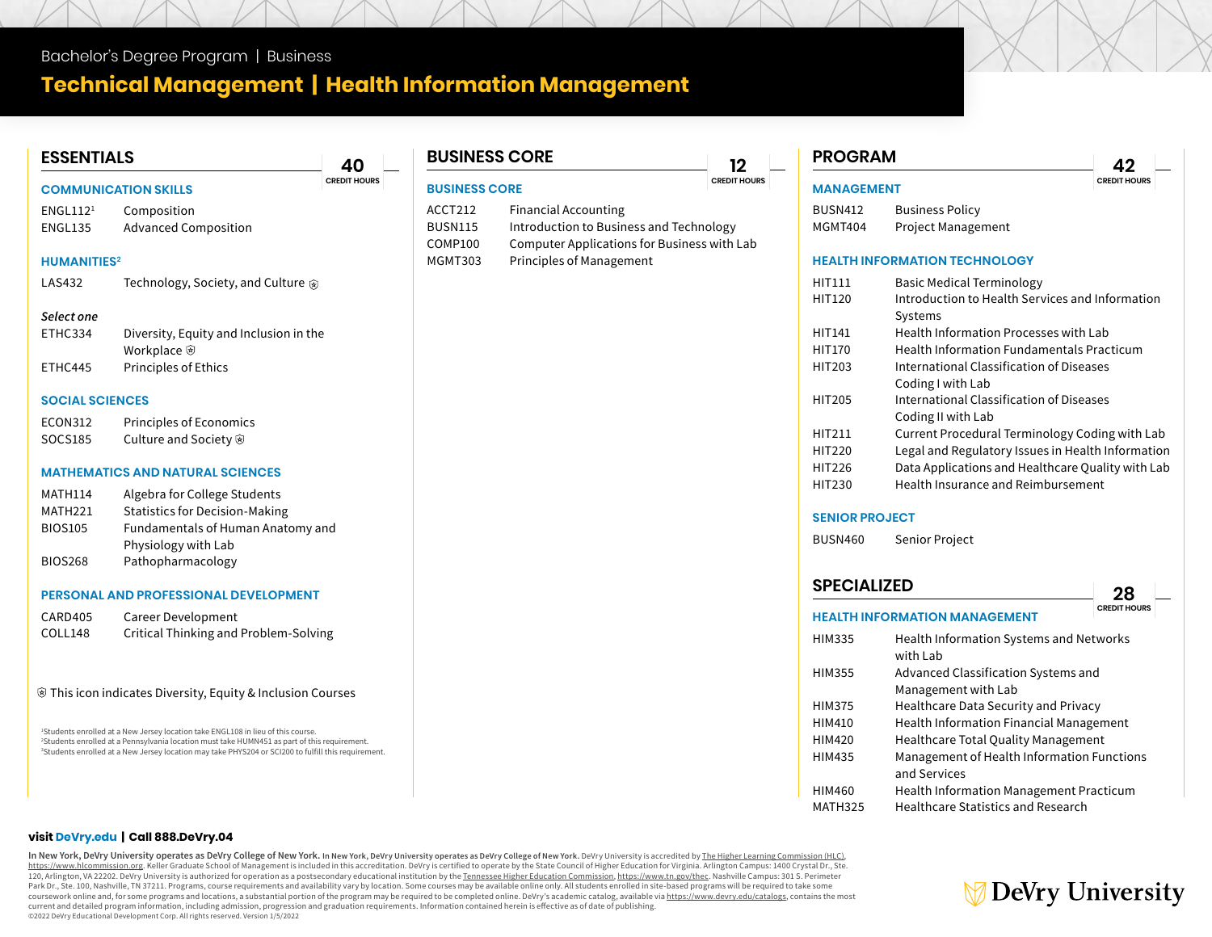Bachelor's Degree Program | Business

# Technical Management | Health Information Management

## ESSENTIALS

**40** CREDIT HOURS

### COMMUNICATION SKILLS

| | |
|---|---|
| ENGL112[1] | Composition |
| ENGL135 | Advanced Composition |

### HUMANITIES[2]

| | |
|---|---|
| LAS432 | Technology, Society, and Culture ⚙ |

*Select one*

| | |
|---|---|
| ETHC334 | Diversity, Equity and Inclusion in the Workplace ⚙ |
| ETHC445 | Principles of Ethics |

### SOCIAL SCIENCES

| | |
|---|---|
| ECON312 | Principles of Economics |
| SOCS185 | Culture and Society ⚙ |

### MATHEMATICS AND NATURAL SCIENCES

| | |
|---|---|
| MATH114 | Algebra for College Students |
| MATH221 | Statistics for Decision-Making |
| BIOS105 | Fundamentals of Human Anatomy and Physiology with Lab |
| BIOS268 | Pathopharmacology |

### PERSONAL AND PROFESSIONAL DEVELOPMENT

| | |
|---|---|
| CARD405 | Career Development |
| COLL148 | Critical Thinking and Problem-Solving |

⚙ This icon indicates Diversity, Equity & Inclusion Courses

[1]Students enrolled at a New Jersey location take ENGL108 in lieu of this course.
[2]Students enrolled at a Pennsylvania location must take HUMN451 as part of this requirement.
[3]Students enrolled at a New Jersey location may take PHYS204 or SCI200 to fulfill this requirement.

## BUSINESS CORE

**12** CREDIT HOURS

### BUSINESS CORE

| | |
|---|---|
| ACCT212 | Financial Accounting |
| BUSN115 | Introduction to Business and Technology |
| COMP100 | Computer Applications for Business with Lab |
| MGMT303 | Principles of Management |

## PROGRAM

**42** CREDIT HOURS

### MANAGEMENT

| | |
|---|---|
| BUSN412 | Business Policy |
| MGMT404 | Project Management |

### HEALTH INFORMATION TECHNOLOGY

| | |
|---|---|
| HIT111 | Basic Medical Terminology |
| HIT120 | Introduction to Health Services and Information Systems |
| HIT141 | Health Information Processes with Lab |
| HIT170 | Health Information Fundamentals Practicum |
| HIT203 | International Classification of Diseases Coding I with Lab |
| HIT205 | International Classification of Diseases Coding II with Lab |
| HIT211 | Current Procedural Terminology Coding with Lab |
| HIT220 | Legal and Regulatory Issues in Health Information |
| HIT226 | Data Applications and Healthcare Quality with Lab |
| HIT230 | Health Insurance and Reimbursement |

### SENIOR PROJECT

| | |
|---|---|
| BUSN460 | Senior Project |

## SPECIALIZED

**28** CREDIT HOURS

### HEALTH INFORMATION MANAGEMENT

| | |
|---|---|
| HIM335 | Health Information Systems and Networks with Lab |
| HIM355 | Advanced Classification Systems and Management with Lab |
| HIM375 | Healthcare Data Security and Privacy |
| HIM410 | Health Information Financial Management |
| HIM420 | Healthcare Total Quality Management |
| HIM435 | Management of Health Information Functions and Services |
| HIM460 | Health Information Management Practicum |
| MATH325 | Healthcare Statistics and Research |

**visit DeVry.edu | Call 888.DeVry.04**

In New York, DeVry University operates as DeVry College of New York. In New York, DeVry University operates as DeVry College of New York. DeVry University is accredited by The Higher Learning Commission (HLC), https://www.hlcommission.org. Keller Graduate School of Management is included in this accreditation. DeVry is certified to operate by the State Council of Higher Education for Virginia. Arlington Campus: 1400 Crystal Dr., Ste. 120, Arlington, VA 22202. DeVry University is authorized for operation as a postsecondary educational institution by the Tennessee Higher Education Commission, https://www.tn.gov/thec. Nashville Campus: 301 S. Perimeter Park Dr., Ste. 100, Nashville, TN 37211. Programs, course requirements and availability vary by location. Some courses may be available online only. All students enrolled in site-based programs will be required to take some coursework online and, for some programs and locations, a substantial portion of the program may be required to be completed online. DeVry's academic catalog, available via https://www.devry.edu/catalogs, contains the most current and detailed program information, including admission, progression and graduation requirements. Information contained herein is effective as of date of publishing.
©2022 DeVry Educational Development Corp. All rights reserved. Version 1/5/2022

DeVry University